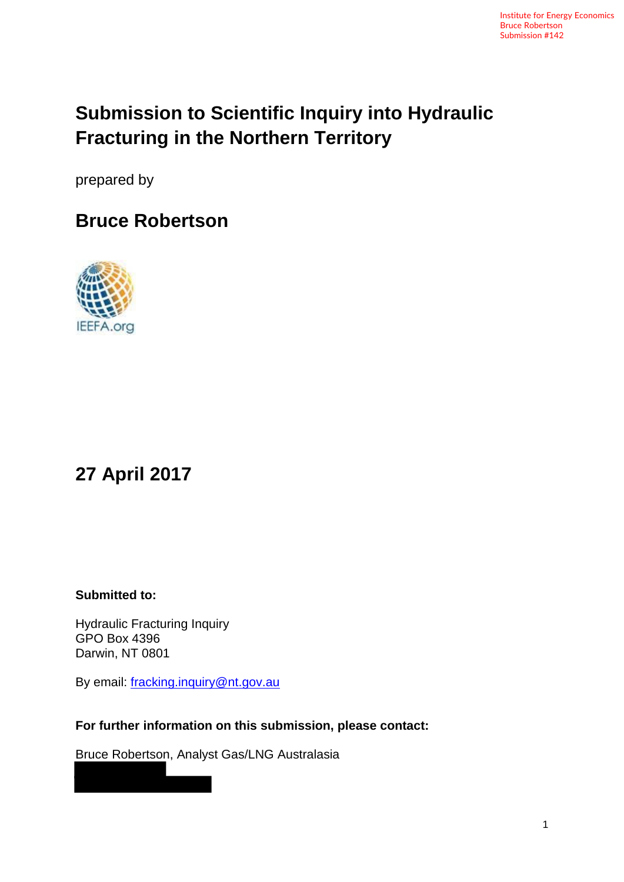Institute for Energy Economics
Bruce Robertson
Submission #142

# Submission to Scientific Inquiry into Hydraulic Fracturing in the Northern Territory

prepared by

## Bruce Robertson

IEEFA.org

## 27 April 2017

**Submitted to:**

Hydraulic Fracturing Inquiry
GPO Box 4396
Darwin, NT 0801

By email: fracking.inquiry@nt.gov.au

**For further information on this submission, please contact:**

Bruce Robertson, Analyst Gas/LNG Australasia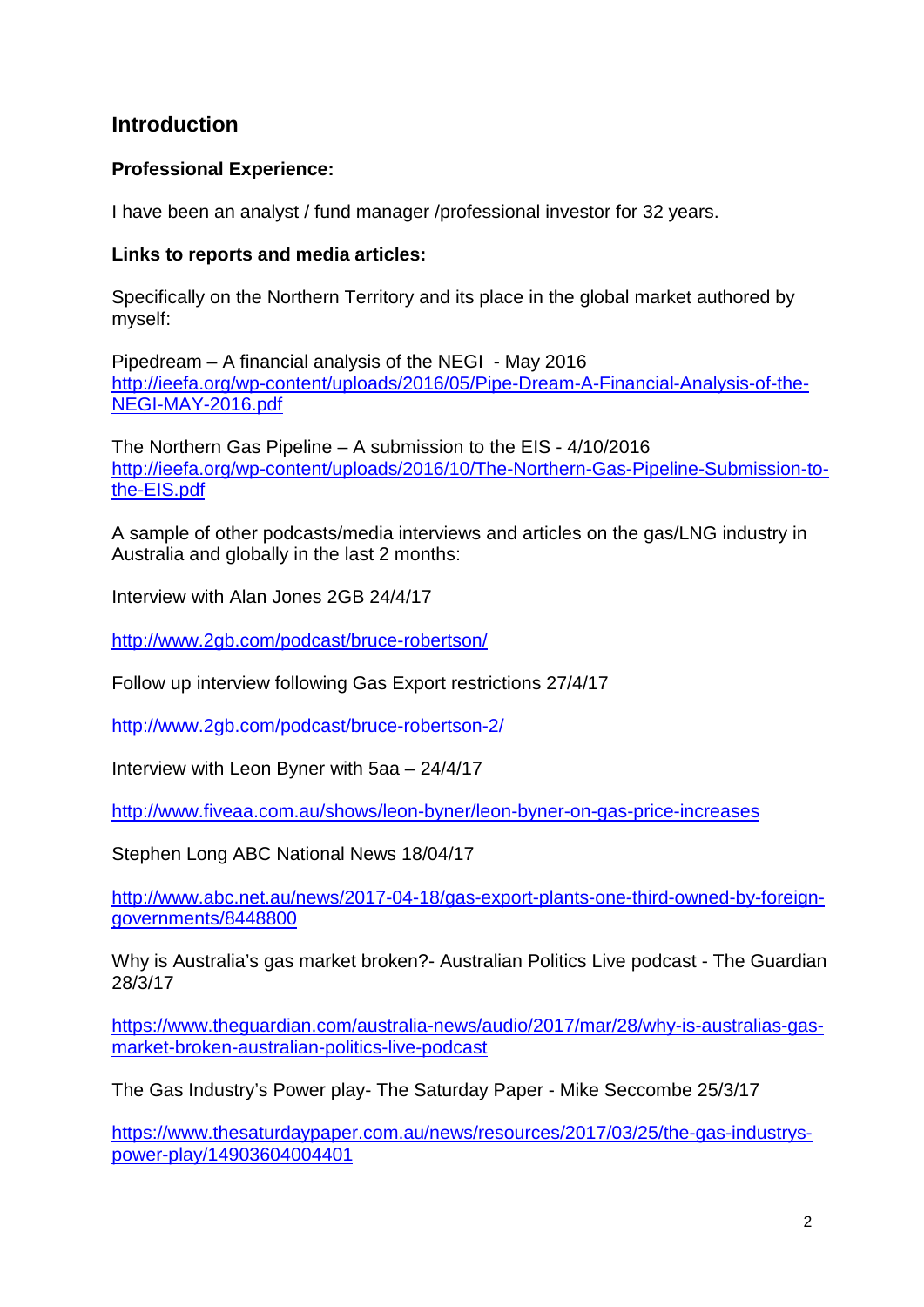## Introduction

### Professional Experience:

I have been an analyst / fund manager /professional investor for 32 years.

### Links to reports and media articles:

Specifically on the Northern Territory and its place in the global market authored by myself:

Pipedream – A financial analysis of the NEGI - May 2016
http://ieefa.org/wp-content/uploads/2016/05/Pipe-Dream-A-Financial-Analysis-of-the-NEGI-MAY-2016.pdf

The Northern Gas Pipeline – A submission to the EIS - 4/10/2016
http://ieefa.org/wp-content/uploads/2016/10/The-Northern-Gas-Pipeline-Submission-to-the-EIS.pdf

A sample of other podcasts/media interviews and articles on the gas/LNG industry in Australia and globally in the last 2 months:

Interview with Alan Jones 2GB 24/4/17

http://www.2gb.com/podcast/bruce-robertson/

Follow up interview following Gas Export restrictions 27/4/17

http://www.2gb.com/podcast/bruce-robertson-2/

Interview with Leon Byner with 5aa – 24/4/17

http://www.fiveaa.com.au/shows/leon-byner/leon-byner-on-gas-price-increases

Stephen Long ABC National News 18/04/17

http://www.abc.net.au/news/2017-04-18/gas-export-plants-one-third-owned-by-foreign-governments/8448800

Why is Australia's gas market broken?- Australian Politics Live podcast - The Guardian 28/3/17

https://www.theguardian.com/australia-news/audio/2017/mar/28/why-is-australias-gas-market-broken-australian-politics-live-podcast

The Gas Industry's Power play- The Saturday Paper - Mike Seccombe 25/3/17

https://www.thesaturdaypaper.com.au/news/resources/2017/03/25/the-gas-industrys-power-play/14903604004401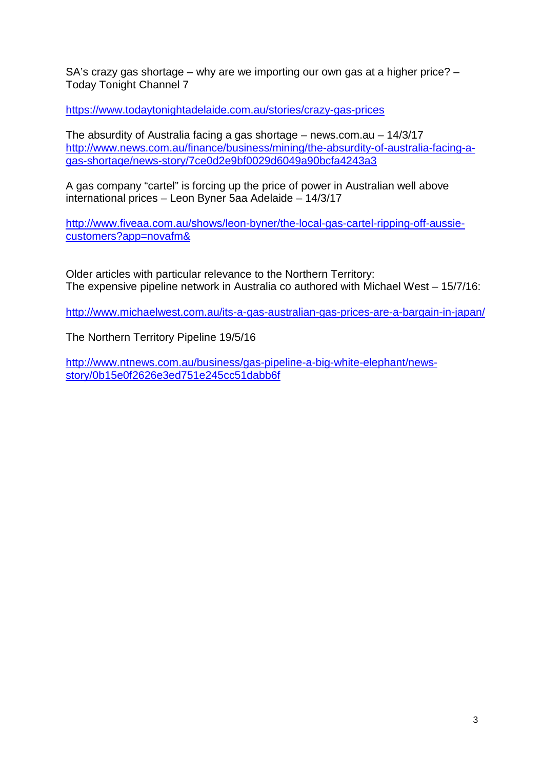SA's crazy gas shortage – why are we importing our own gas at a higher price? – Today Tonight Channel 7

https://www.todaytonightadelaide.com.au/stories/crazy-gas-prices

The absurdity of Australia facing a gas shortage – news.com.au – 14/3/17
http://www.news.com.au/finance/business/mining/the-absurdity-of-australia-facing-a-gas-shortage/news-story/7ce0d2e9bf0029d6049a90bcfa4243a3

A gas company "cartel" is forcing up the price of power in Australian well above international prices – Leon Byner 5aa Adelaide – 14/3/17

http://www.fiveaa.com.au/shows/leon-byner/the-local-gas-cartel-ripping-off-aussie-customers?app=novafm&

Older articles with particular relevance to the Northern Territory:
The expensive pipeline network in Australia co authored with Michael West – 15/7/16:

http://www.michaelwest.com.au/its-a-gas-australian-gas-prices-are-a-bargain-in-japan/

The Northern Territory Pipeline 19/5/16

http://www.ntnews.com.au/business/gas-pipeline-a-big-white-elephant/news-story/0b15e0f2626e3ed751e245cc51dabb6f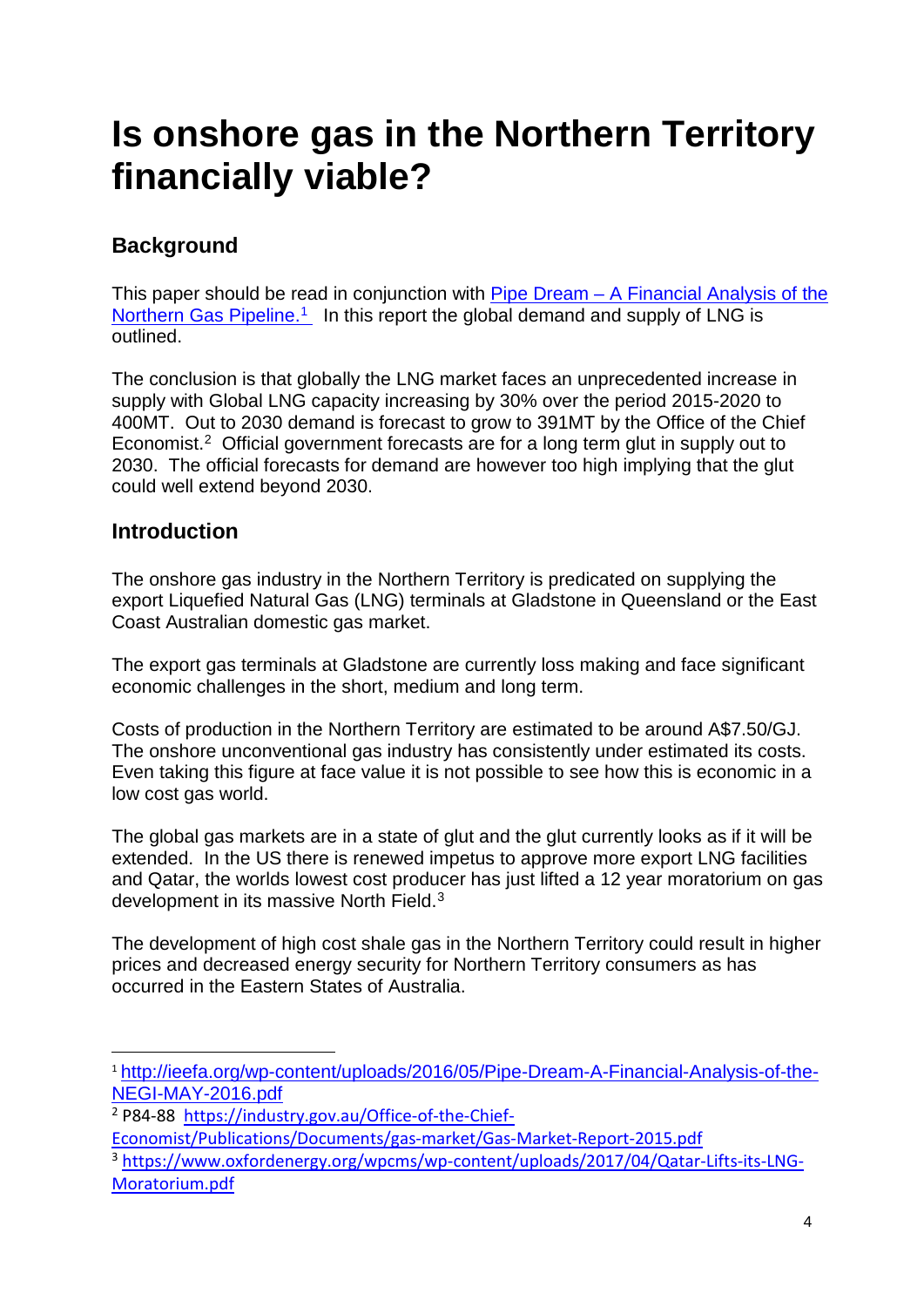# Is onshore gas in the Northern Territory financially viable?

## Background

This paper should be read in conjunction with [Pipe Dream – A Financial Analysis of the Northern Gas Pipeline.](http://ieefa.org/wp-content/uploads/2016/05/Pipe-Dream-A-Financial-Analysis-of-the-NEGI-MAY-2016.pdf)[1] In this report the global demand and supply of LNG is outlined.

The conclusion is that globally the LNG market faces an unprecedented increase in supply with Global LNG capacity increasing by 30% over the period 2015-2020 to 400MT. Out to 2030 demand is forecast to grow to 391MT by the Office of the Chief Economist.[2] Official government forecasts are for a long term glut in supply out to 2030. The official forecasts for demand are however too high implying that the glut could well extend beyond 2030.

## Introduction

The onshore gas industry in the Northern Territory is predicated on supplying the export Liquefied Natural Gas (LNG) terminals at Gladstone in Queensland or the East Coast Australian domestic gas market.

The export gas terminals at Gladstone are currently loss making and face significant economic challenges in the short, medium and long term.

Costs of production in the Northern Territory are estimated to be around A$7.50/GJ. The onshore unconventional gas industry has consistently under estimated its costs. Even taking this figure at face value it is not possible to see how this is economic in a low cost gas world.

The global gas markets are in a state of glut and the glut currently looks as if it will be extended. In the US there is renewed impetus to approve more export LNG facilities and Qatar, the worlds lowest cost producer has just lifted a 12 year moratorium on gas development in its massive North Field.[3]

The development of high cost shale gas in the Northern Territory could result in higher prices and decreased energy security for Northern Territory consumers as has occurred in the Eastern States of Australia.

---

[1] http://ieefa.org/wp-content/uploads/2016/05/Pipe-Dream-A-Financial-Analysis-of-the-NEGI-MAY-2016.pdf

[2] P84-88 https://industry.gov.au/Office-of-the-Chief-Economist/Publications/Documents/gas-market/Gas-Market-Report-2015.pdf

[3] https://www.oxfordenergy.org/wpcms/wp-content/uploads/2017/04/Qatar-Lifts-its-LNG-Moratorium.pdf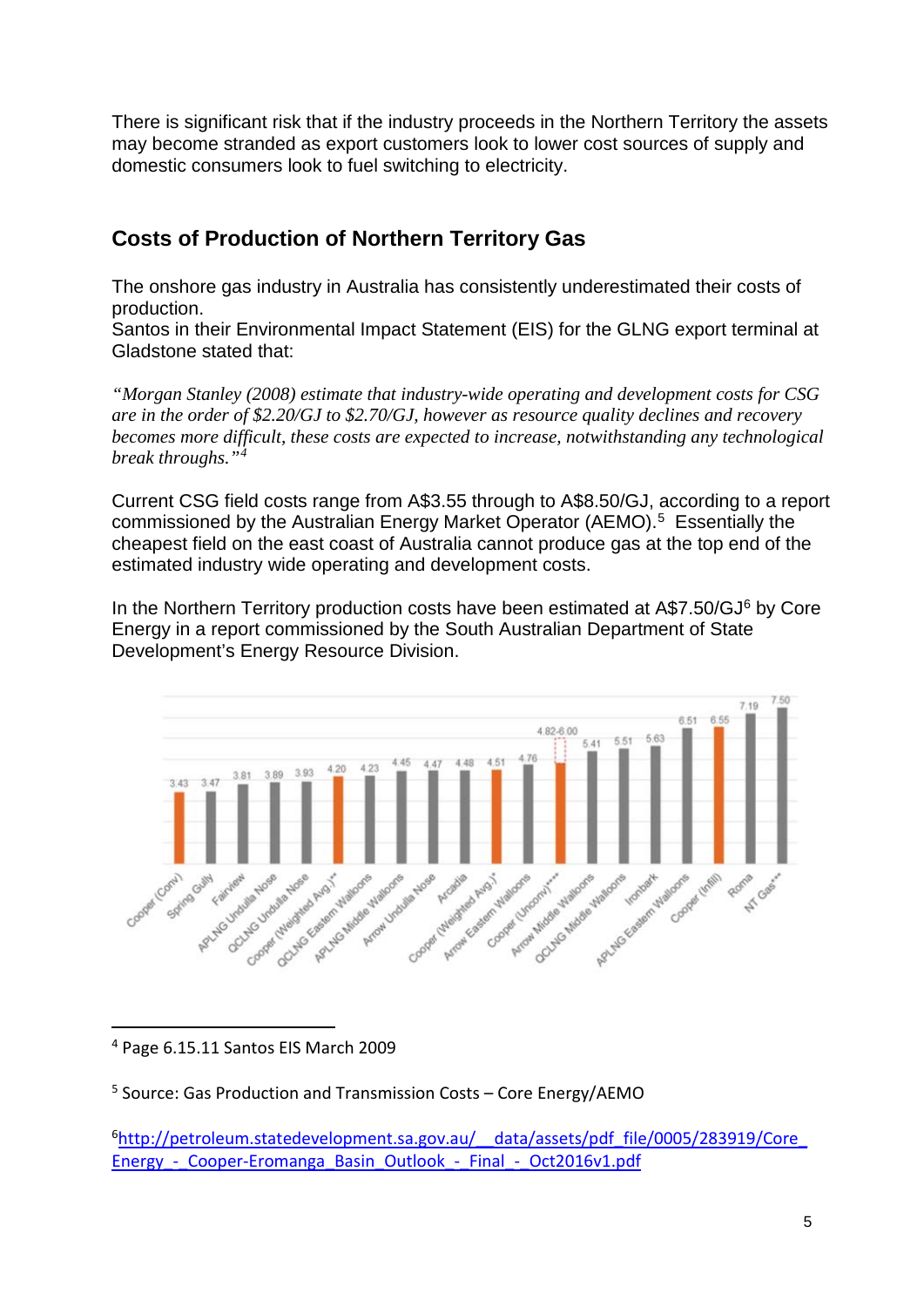There is significant risk that if the industry proceeds in the Northern Territory the assets may become stranded as export customers look to lower cost sources of supply and domestic consumers look to fuel switching to electricity.

## Costs of Production of Northern Territory Gas

The onshore gas industry in Australia has consistently underestimated their costs of production.
Santos in their Environmental Impact Statement (EIS) for the GLNG export terminal at Gladstone stated that:

*"Morgan Stanley (2008) estimate that industry-wide operating and development costs for CSG are in the order of \$2.20/GJ to \$2.70/GJ, however as resource quality declines and recovery becomes more difficult, these costs are expected to increase, notwithstanding any technological break throughs."*[4]

Current CSG field costs range from A\$3.55 through to A\$8.50/GJ, according to a report commissioned by the Australian Energy Market Operator (AEMO).[5] Essentially the cheapest field on the east coast of Australia cannot produce gas at the top end of the estimated industry wide operating and development costs.

In the Northern Territory production costs have been estimated at A\$7.50/GJ[6] by Core Energy in a report commissioned by the South Australian Department of State Development's Energy Resource Division.

---

[4] Page 6.15.11 Santos EIS March 2009

[5] Source: Gas Production and Transmission Costs – Core Energy/AEMO

[6] http://petroleum.statedevelopment.sa.gov.au/__data/assets/pdf_file/0005/283919/Core_Energy_-_Cooper-Eromanga_Basin_Outlook_-_Final_-_Oct2016v1.pdf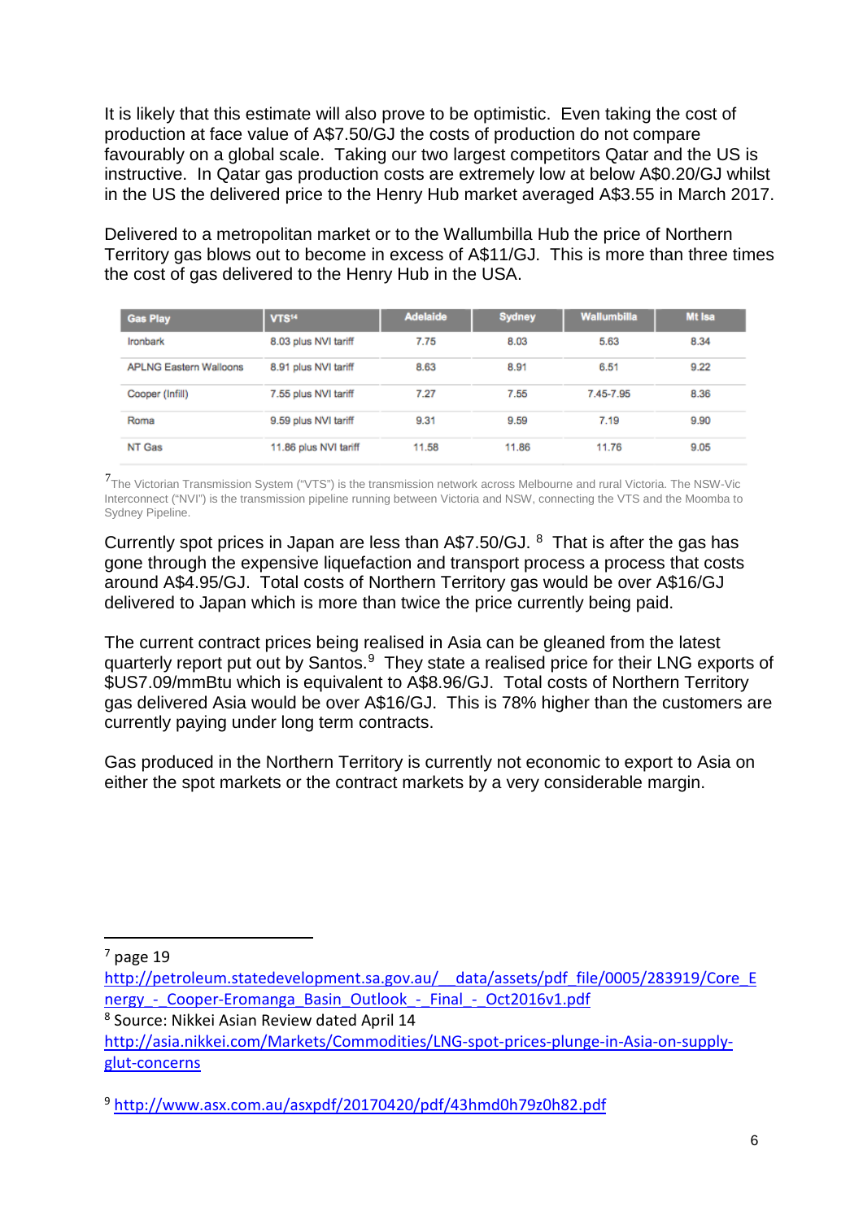It is likely that this estimate will also prove to be optimistic. Even taking the cost of production at face value of A$7.50/GJ the costs of production do not compare favourably on a global scale. Taking our two largest competitors Qatar and the US is instructive. In Qatar gas production costs are extremely low at below A$0.20/GJ whilst in the US the delivered price to the Henry Hub market averaged A$3.55 in March 2017.

Delivered to a metropolitan market or to the Wallumbilla Hub the price of Northern Territory gas blows out to become in excess of A$11/GJ. This is more than three times the cost of gas delivered to the Henry Hub in the USA.

| Gas Play | VTS[14] | Adelaide | Sydney | Wallumbilla | Mt Isa |
|---|---|---|---|---|---|
| Ironbark | 8.03 plus NVI tariff | 7.75 | 8.03 | 5.63 | 8.34 |
| APLNG Eastern Walloons | 8.91 plus NVI tariff | 8.63 | 8.91 | 6.51 | 9.22 |
| Cooper (Infill) | 7.55 plus NVI tariff | 7.27 | 7.55 | 7.45-7.95 | 8.36 |
| Roma | 9.59 plus NVI tariff | 9.31 | 9.59 | 7.19 | 9.90 |
| NT Gas | 11.86 plus NVI tariff | 11.58 | 11.86 | 11.76 | 9.05 |

[7]The Victorian Transmission System ("VTS") is the transmission network across Melbourne and rural Victoria. The NSW-Vic Interconnect ("NVI") is the transmission pipeline running between Victoria and NSW, connecting the VTS and the Moomba to Sydney Pipeline.

Currently spot prices in Japan are less than A$7.50/GJ. [8] That is after the gas has gone through the expensive liquefaction and transport process a process that costs around A$4.95/GJ. Total costs of Northern Territory gas would be over A$16/GJ delivered to Japan which is more than twice the price currently being paid.

The current contract prices being realised in Asia can be gleaned from the latest quarterly report put out by Santos.[9] They state a realised price for their LNG exports of $US7.09/mmBtu which is equivalent to A$8.96/GJ. Total costs of Northern Territory gas delivered Asia would be over A$16/GJ. This is 78% higher than the customers are currently paying under long term contracts.

Gas produced in the Northern Territory is currently not economic to export to Asia on either the spot markets or the contract markets by a very considerable margin.

---

[7] page 19 http://petroleum.statedevelopment.sa.gov.au/__data/assets/pdf_file/0005/283919/Core_Energy_-_Cooper-Eromanga_Basin_Outlook_-_Final_-_Oct2016v1.pdf

[8] Source: Nikkei Asian Review dated April 14 http://asia.nikkei.com/Markets/Commodities/LNG-spot-prices-plunge-in-Asia-on-supply-glut-concerns

[9] http://www.asx.com.au/asxpdf/20170420/pdf/43hmd0h79z0h82.pdf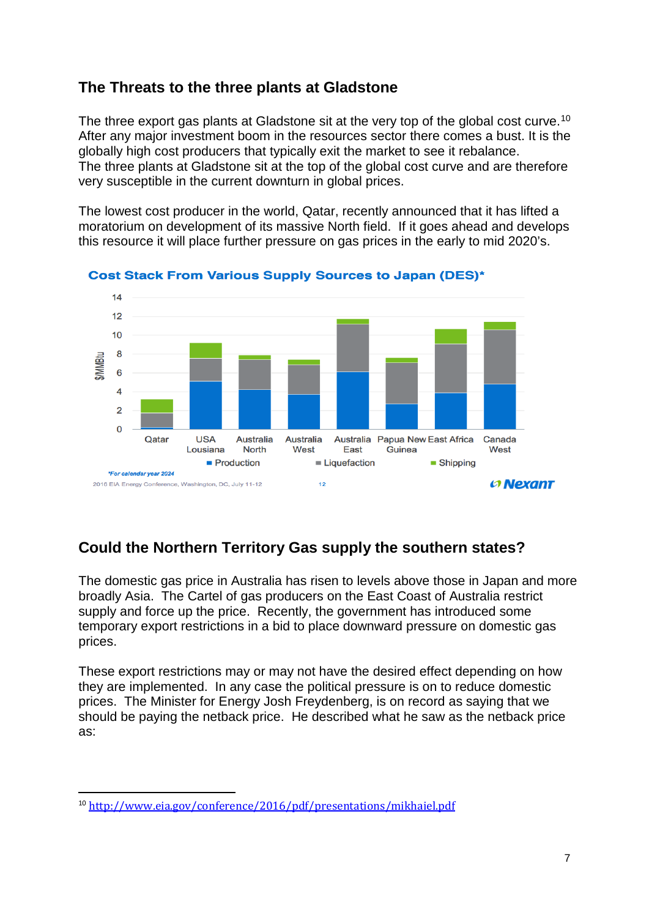## The Threats to the three plants at Gladstone

The three export gas plants at Gladstone sit at the very top of the global cost curve.[10] After any major investment boom in the resources sector there comes a bust. It is the globally high cost producers that typically exit the market to see it rebalance.
The three plants at Gladstone sit at the top of the global cost curve and are therefore very susceptible in the current downturn in global prices.

The lowest cost producer in the world, Qatar, recently announced that it has lifted a moratorium on development of its massive North field. If it goes ahead and develops this resource it will place further pressure on gas prices in the early to mid 2020's.

**Cost Stack From Various Supply Sources to Japan (DES)***

*For calendar year 2024

2016 EIA Energy Conference, Washington, DC, July 11-12 — Nexant

## Could the Northern Territory Gas supply the southern states?

The domestic gas price in Australia has risen to levels above those in Japan and more broadly Asia. The Cartel of gas producers on the East Coast of Australia restrict supply and force up the price. Recently, the government has introduced some temporary export restrictions in a bid to place downward pressure on domestic gas prices.

These export restrictions may or may not have the desired effect depending on how they are implemented. In any case the political pressure is on to reduce domestic prices. The Minister for Energy Josh Freydenberg, is on record as saying that we should be paying the netback price. He described what he saw as the netback price as:

---

[10] http://www.eia.gov/conference/2016/pdf/presentations/mikhaiel.pdf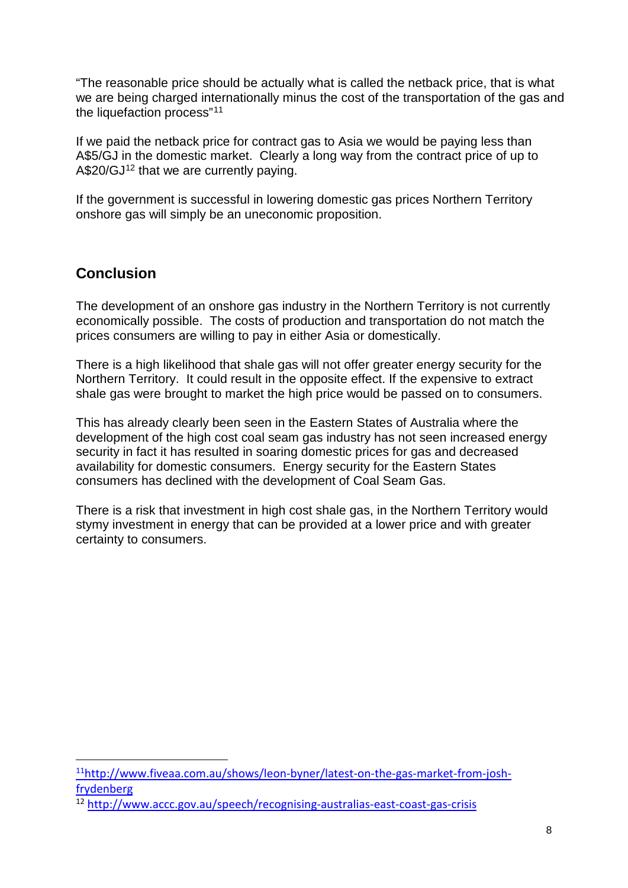"The reasonable price should be actually what is called the netback price, that is what we are being charged internationally minus the cost of the transportation of the gas and the liquefaction process"[11]

If we paid the netback price for contract gas to Asia we would be paying less than A$5/GJ in the domestic market. Clearly a long way from the contract price of up to A$20/GJ[12] that we are currently paying.

If the government is successful in lowering domestic gas prices Northern Territory onshore gas will simply be an uneconomic proposition.

## Conclusion

The development of an onshore gas industry in the Northern Territory is not currently economically possible. The costs of production and transportation do not match the prices consumers are willing to pay in either Asia or domestically.

There is a high likelihood that shale gas will not offer greater energy security for the Northern Territory. It could result in the opposite effect. If the expensive to extract shale gas were brought to market the high price would be passed on to consumers.

This has already clearly been seen in the Eastern States of Australia where the development of the high cost coal seam gas industry has not seen increased energy security in fact it has resulted in soaring domestic prices for gas and decreased availability for domestic consumers. Energy security for the Eastern States consumers has declined with the development of Coal Seam Gas.

There is a risk that investment in high cost shale gas, in the Northern Territory would stymy investment in energy that can be provided at a lower price and with greater certainty to consumers.

---

[11] http://www.fiveaa.com.au/shows/leon-byner/latest-on-the-gas-market-from-josh-frydenberg

[12] http://www.accc.gov.au/speech/recognising-australias-east-coast-gas-crisis